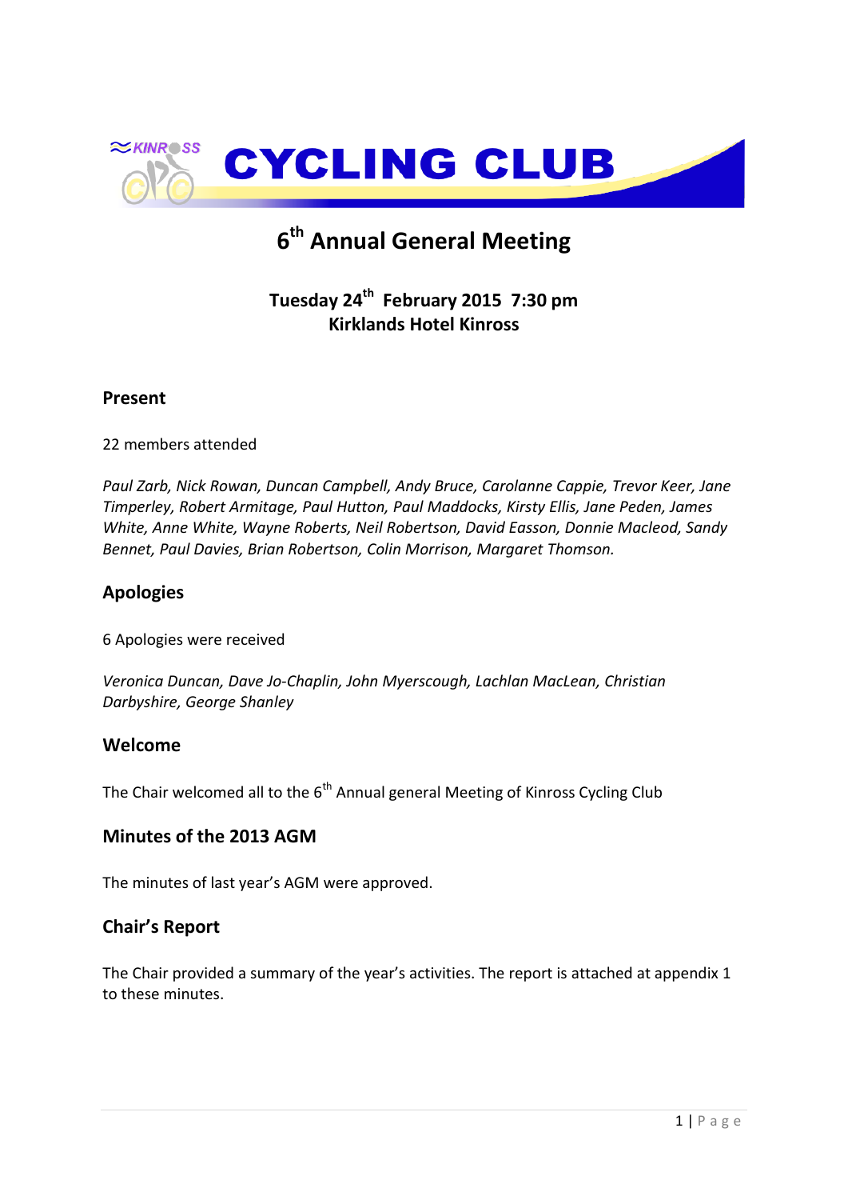# KINROSS CYCLING CLUB

# 6th Annual General Meeting

**Tuesday 24th February 2015 7:30 pm**
**Kirklands Hotel Kinross**

## Present

22 members attended

*Paul Zarb, Nick Rowan, Duncan Campbell, Andy Bruce, Carolanne Cappie, Trevor Keer, Jane Timperley, Robert Armitage, Paul Hutton, Paul Maddocks, Kirsty Ellis, Jane Peden, James White, Anne White, Wayne Roberts, Neil Robertson, David Easson, Donnie Macleod, Sandy Bennet, Paul Davies, Brian Robertson, Colin Morrison, Margaret Thomson.*

## Apologies

6 Apologies were received

*Veronica Duncan, Dave Jo-Chaplin, John Myerscough, Lachlan MacLean, Christian Darbyshire, George Shanley*

## Welcome

The Chair welcomed all to the 6th Annual general Meeting of Kinross Cycling Club

## Minutes of the 2013 AGM

The minutes of last year's AGM were approved.

## Chair's Report

The Chair provided a summary of the year's activities. The report is attached at appendix 1 to these minutes.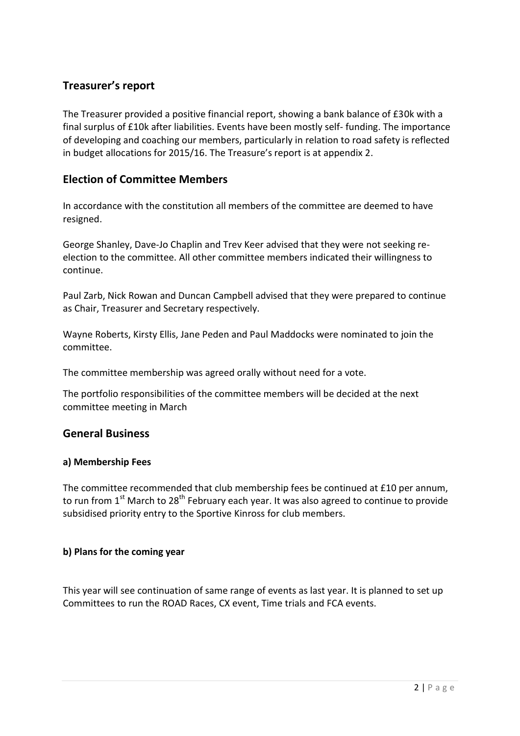## Treasurer's report

The Treasurer provided a positive financial report, showing a bank balance of £30k with a final surplus of £10k after liabilities. Events have been mostly self- funding. The importance of developing and coaching our members, particularly in relation to road safety is reflected in budget allocations for 2015/16. The Treasure's report is at appendix 2.

## Election of Committee Members

In accordance with the constitution all members of the committee are deemed to have resigned.

George Shanley, Dave-Jo Chaplin and Trev Keer advised that they were not seeking re-election to the committee. All other committee members indicated their willingness to continue.

Paul Zarb, Nick Rowan and Duncan Campbell advised that they were prepared to continue as Chair, Treasurer and Secretary respectively.

Wayne Roberts, Kirsty Ellis, Jane Peden and Paul Maddocks were nominated to join the committee.

The committee membership was agreed orally without need for a vote.

The portfolio responsibilities of the committee members will be decided at the next committee meeting in March

## General Business

### a) Membership Fees

The committee recommended that club membership fees be continued at £10 per annum, to run from 1st March to 28th February each year. It was also agreed to continue to provide subsidised priority entry to the Sportive Kinross for club members.

### b) Plans for the coming year

This year will see continuation of same range of events as last year. It is planned to set up Committees to run the ROAD Races, CX event, Time trials and FCA events.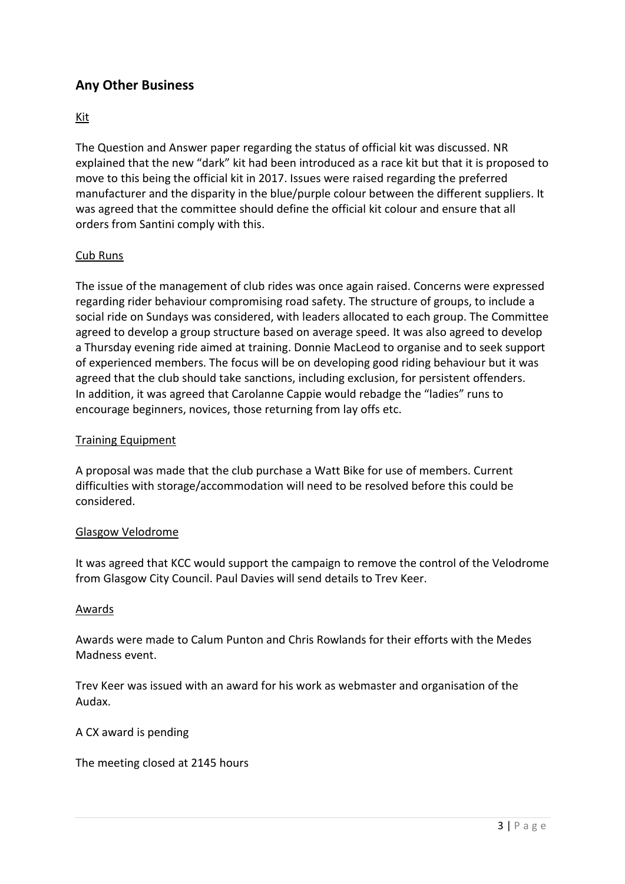## Any Other Business

<u>Kit</u>

The Question and Answer paper regarding the status of official kit was discussed. NR explained that the new "dark" kit had been introduced as a race kit but that it is proposed to move to this being the official kit in 2017. Issues were raised regarding the preferred manufacturer and the disparity in the blue/purple colour between the different suppliers. It was agreed that the committee should define the official kit colour and ensure that all orders from Santini comply with this.

<u>Cub Runs</u>

The issue of the management of club rides was once again raised. Concerns were expressed regarding rider behaviour compromising road safety. The structure of groups, to include a social ride on Sundays was considered, with leaders allocated to each group. The Committee agreed to develop a group structure based on average speed. It was also agreed to develop a Thursday evening ride aimed at training. Donnie MacLeod to organise and to seek support of experienced members. The focus will be on developing good riding behaviour but it was agreed that the club should take sanctions, including exclusion, for persistent offenders.
In addition, it was agreed that Carolanne Cappie would rebadge the "ladies" runs to encourage beginners, novices, those returning from lay offs etc.

<u>Training Equipment</u>

A proposal was made that the club purchase a Watt Bike for use of members. Current difficulties with storage/accommodation will need to be resolved before this could be considered.

<u>Glasgow Velodrome</u>

It was agreed that KCC would support the campaign to remove the control of the Velodrome from Glasgow City Council. Paul Davies will send details to Trev Keer.

<u>Awards</u>

Awards were made to Calum Punton and Chris Rowlands for their efforts with the Medes Madness event.

Trev Keer was issued with an award for his work as webmaster and organisation of the Audax.

A CX award is pending

The meeting closed at 2145 hours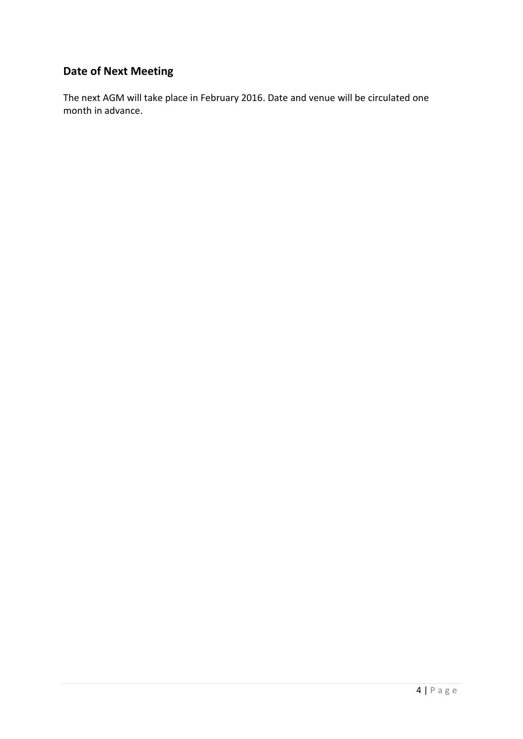## Date of Next Meeting

The next AGM will take place in February 2016. Date and venue will be circulated one month in advance.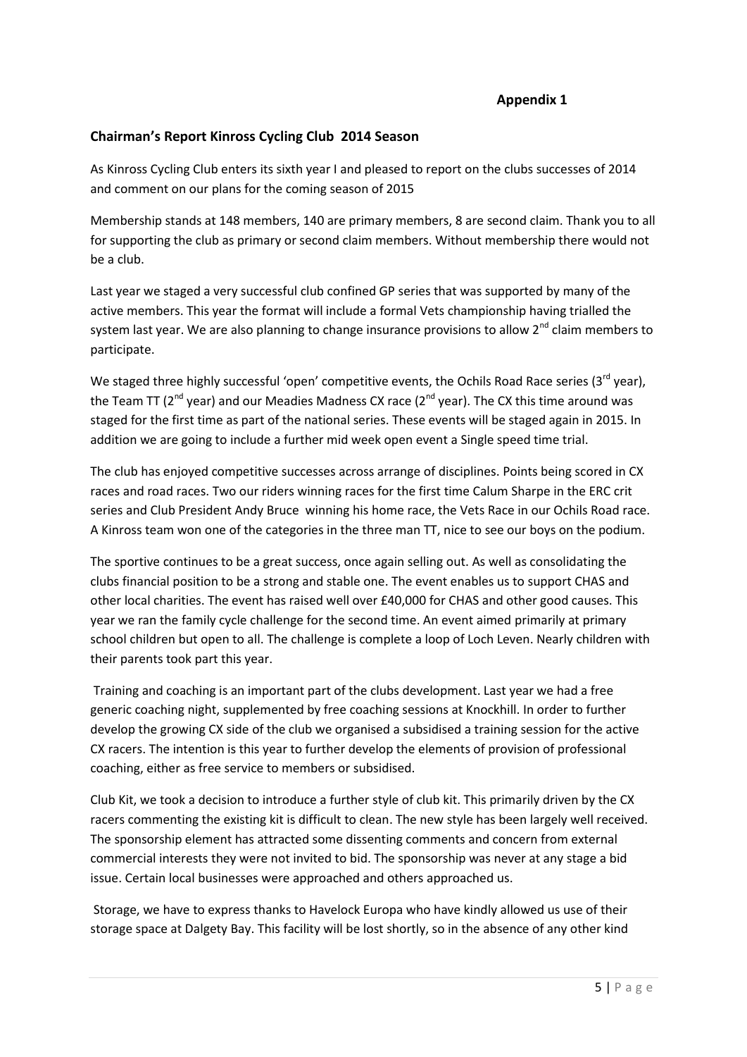**Appendix 1**

**Chairman's Report Kinross Cycling Club 2014 Season**

As Kinross Cycling Club enters its sixth year I and pleased to report on the clubs successes of 2014 and comment on our plans for the coming season of 2015

Membership stands at 148 members, 140 are primary members, 8 are second claim. Thank you to all for supporting the club as primary or second claim members. Without membership there would not be a club.

Last year we staged a very successful club confined GP series that was supported by many of the active members. This year the format will include a formal Vets championship having trialled the system last year. We are also planning to change insurance provisions to allow 2nd claim members to participate.

We staged three highly successful 'open' competitive events, the Ochils Road Race series (3rd year), the Team TT (2nd year) and our Meadies Madness CX race (2nd year). The CX this time around was staged for the first time as part of the national series. These events will be staged again in 2015. In addition we are going to include a further mid week open event a Single speed time trial.

The club has enjoyed competitive successes across arrange of disciplines. Points being scored in CX races and road races. Two our riders winning races for the first time Calum Sharpe in the ERC crit series and Club President Andy Bruce winning his home race, the Vets Race in our Ochils Road race. A Kinross team won one of the categories in the three man TT, nice to see our boys on the podium.

The sportive continues to be a great success, once again selling out. As well as consolidating the clubs financial position to be a strong and stable one. The event enables us to support CHAS and other local charities. The event has raised well over £40,000 for CHAS and other good causes. This year we ran the family cycle challenge for the second time. An event aimed primarily at primary school children but open to all. The challenge is complete a loop of Loch Leven. Nearly children with their parents took part this year.

Training and coaching is an important part of the clubs development. Last year we had a free generic coaching night, supplemented by free coaching sessions at Knockhill. In order to further develop the growing CX side of the club we organised a subsidised a training session for the active CX racers. The intention is this year to further develop the elements of provision of professional coaching, either as free service to members or subsidised.

Club Kit, we took a decision to introduce a further style of club kit. This primarily driven by the CX racers commenting the existing kit is difficult to clean. The new style has been largely well received. The sponsorship element has attracted some dissenting comments and concern from external commercial interests they were not invited to bid. The sponsorship was never at any stage a bid issue. Certain local businesses were approached and others approached us.

Storage, we have to express thanks to Havelock Europa who have kindly allowed us use of their storage space at Dalgety Bay. This facility will be lost shortly, so in the absence of any other kind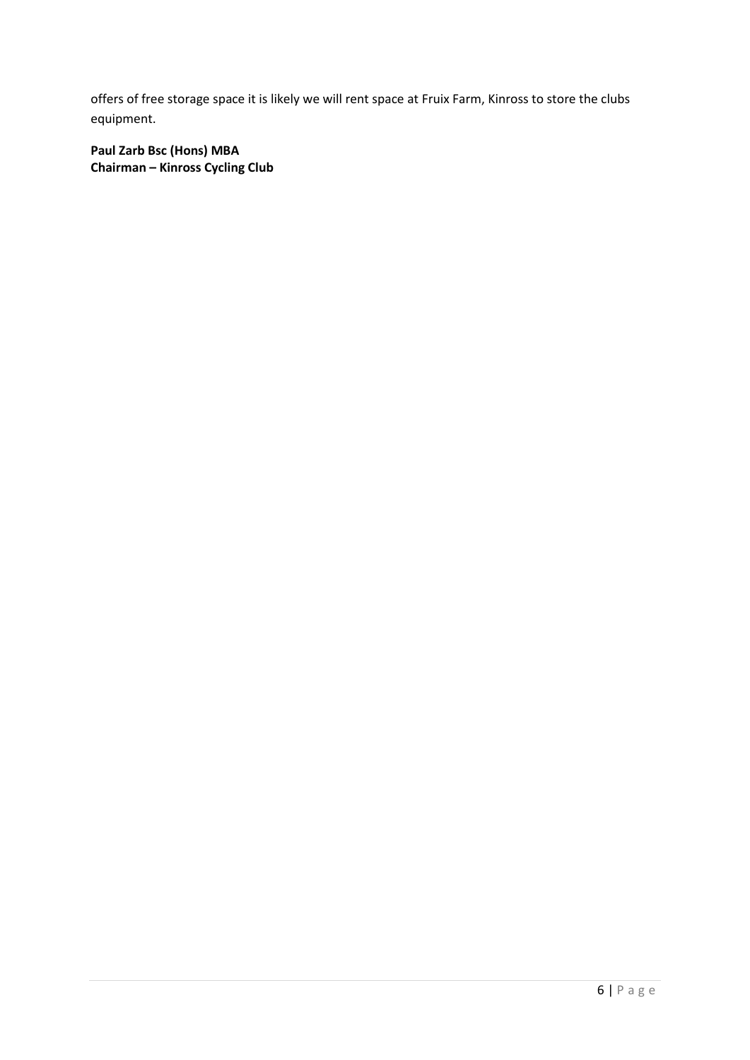offers of free storage space it is likely we will rent space at Fruix Farm, Kinross to store the clubs equipment.

**Paul Zarb Bsc (Hons) MBA**
**Chairman – Kinross Cycling Club**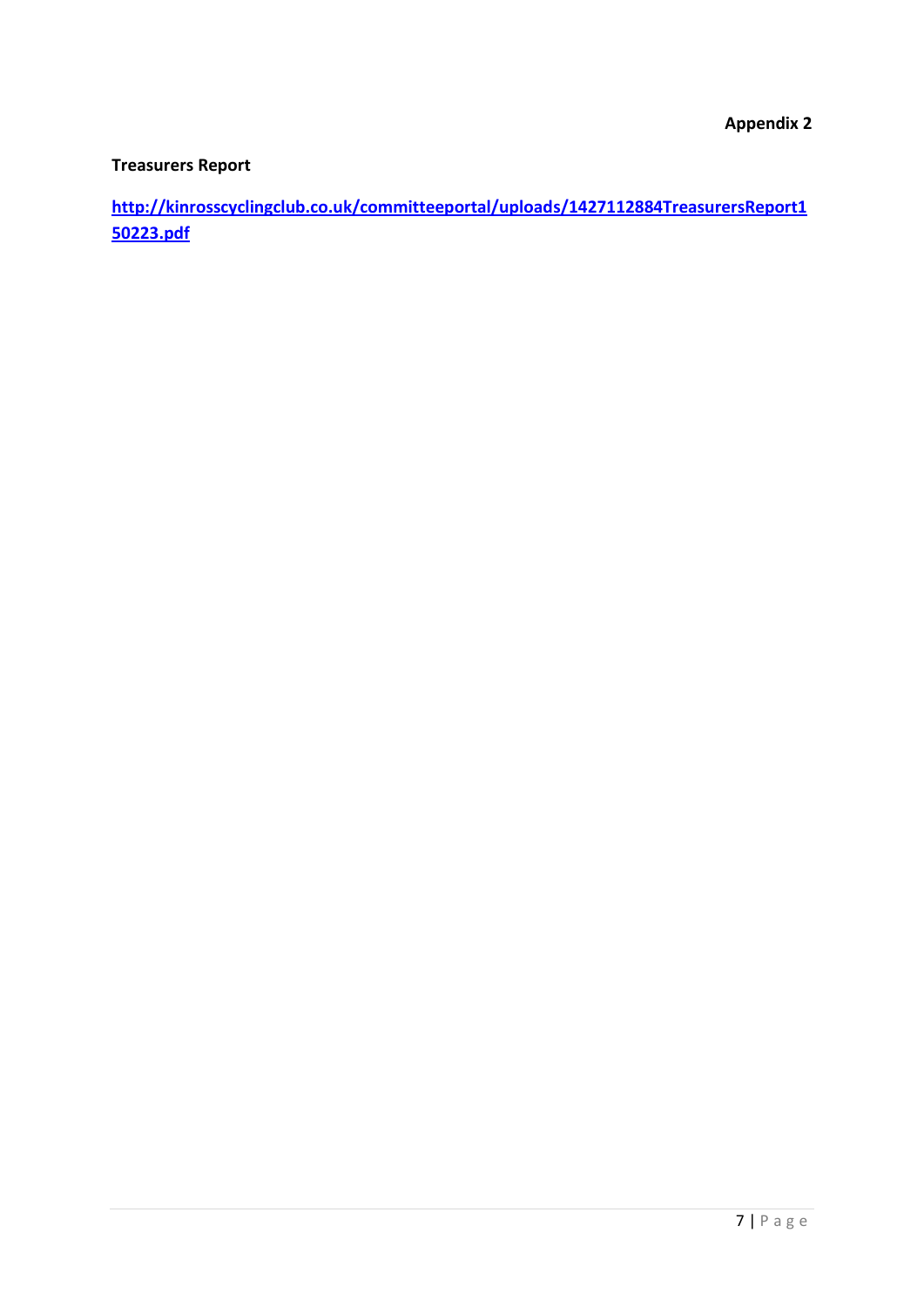**Appendix 2**

**Treasurers Report**

**http://kinrosscyclingclub.co.uk/committeeportal/uploads/1427112884TreasurersReport150223.pdf**